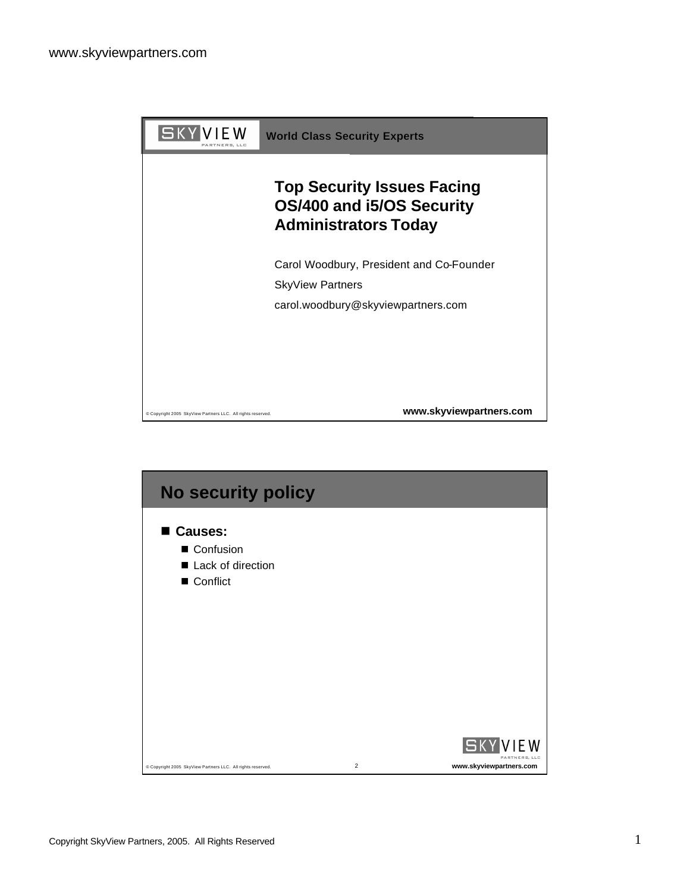World Class Security Experts

# Top Security Issues Facing OS/400 and i5/OS Security Administrators Today

Carol Woodbury, President and Co-Founder

SkyView Partners

carol.woodbury@skyviewpartners.com

## No security policy

- **Causes:**
  - Confusion
  - Lack of direction
  - Conflict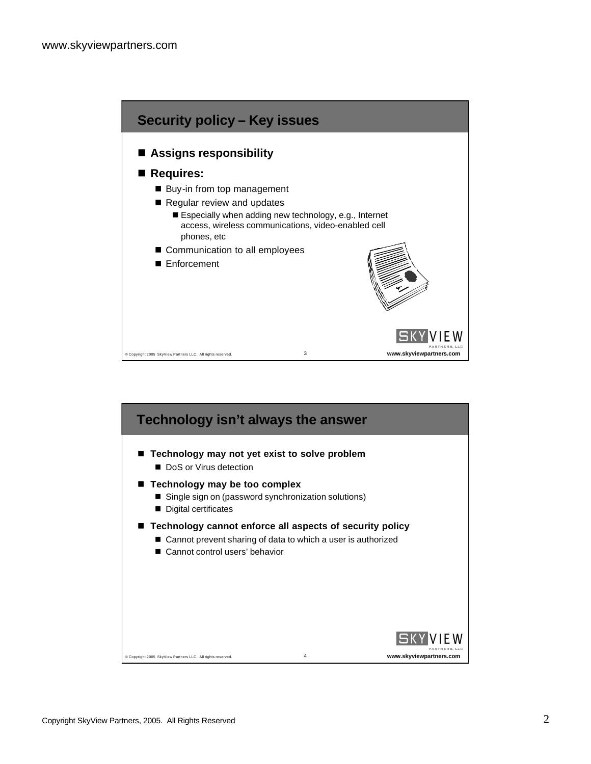## Security policy – Key issues

- **Assigns responsibility**
- **Requires:**
  - Buy-in from top management
  - Regular review and updates
    - Especially when adding new technology, e.g., Internet access, wireless communications, video-enabled cell phones, etc
  - Communication to all employees
  - Enforcement

## Technology isn't always the answer

- **Technology may not yet exist to solve problem**
  - DoS or Virus detection
- **Technology may be too complex**
  - Single sign on (password synchronization solutions)
  - Digital certificates
- **Technology cannot enforce all aspects of security policy**
  - Cannot prevent sharing of data to which a user is authorized
  - Cannot control users' behavior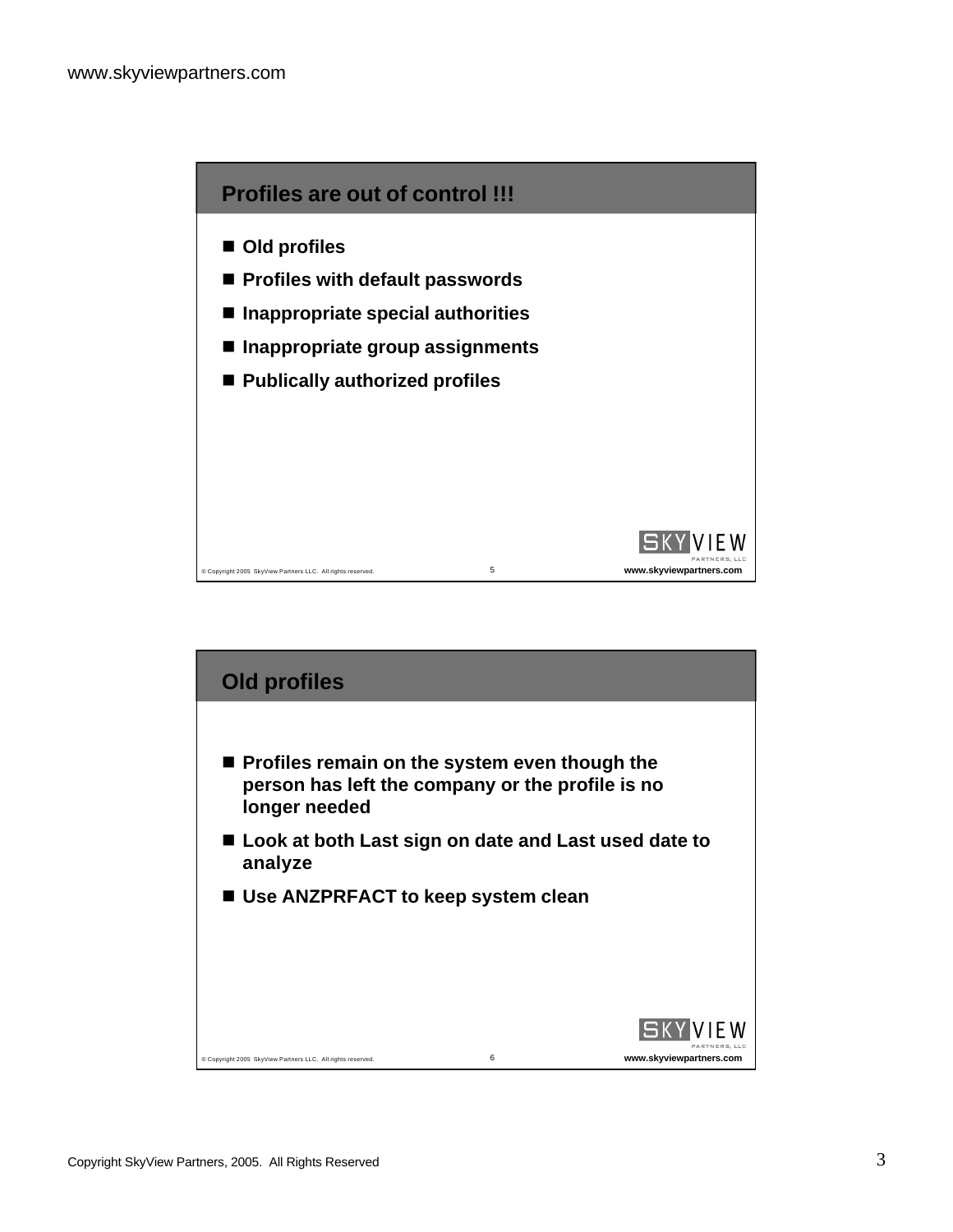## Profiles are out of control !!!

- Old profiles
- Profiles with default passwords
- Inappropriate special authorities
- Inappropriate group assignments
- Publically authorized profiles

## Old profiles

- Profiles remain on the system even though the person has left the company or the profile is no longer needed
- Look at both Last sign on date and Last used date to analyze
- Use ANZPRFACT to keep system clean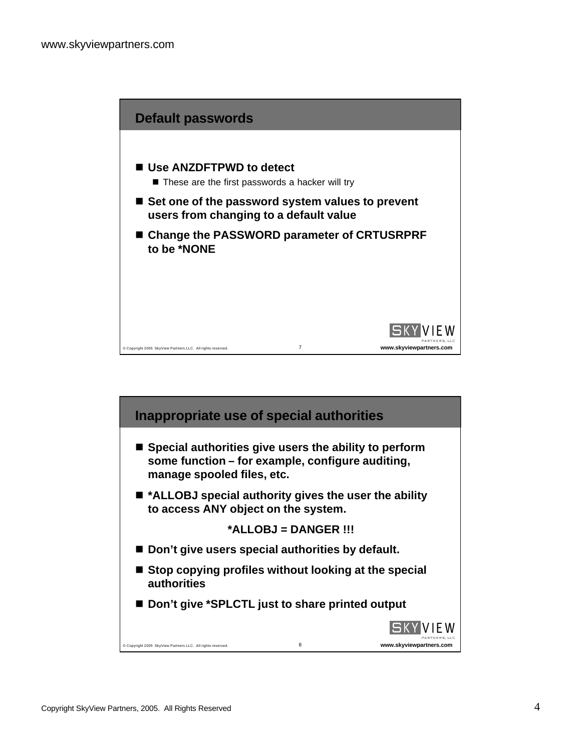## Default passwords

- **Use ANZDFTPWD to detect**
  - These are the first passwords a hacker will try
- **Set one of the password system values to prevent users from changing to a default value**
- **Change the PASSWORD parameter of CRTUSRPRF to be *NONE**

## Inappropriate use of special authorities

- **Special authorities give users the ability to perform some function – for example, configure auditing, manage spooled files, etc.**
- ***ALLOBJ special authority gives the user the ability to access ANY object on the system.**

**\*ALLOBJ = DANGER !!!**

- **Don't give users special authorities by default.**
- **Stop copying profiles without looking at the special authorities**
- **Don't give *SPLCTL just to share printed output**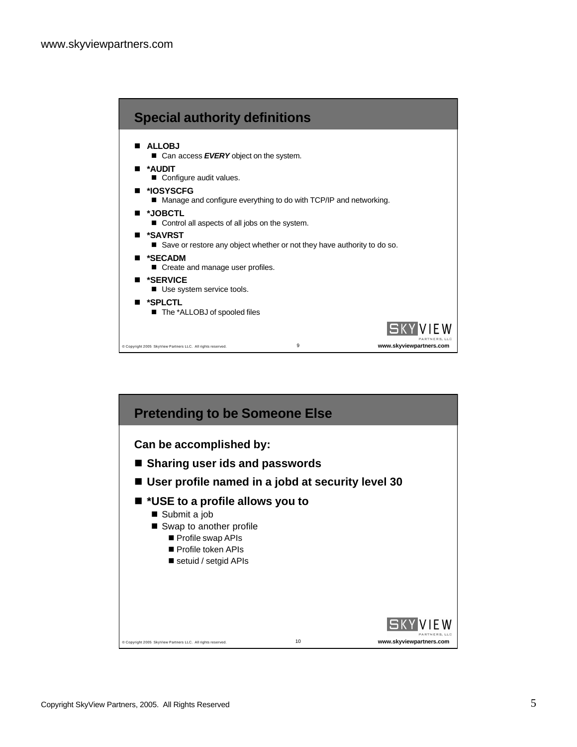## Special authority definitions

- **ALLOBJ**
  - Can access ***EVERY*** object on the system.
- ***AUDIT**
  - Configure audit values.
- ***IOSYSCFG**
  - Manage and configure everything to do with TCP/IP and networking.
- ***JOBCTL**
  - Control all aspects of all jobs on the system.
- ***SAVRST**
  - Save or restore any object whether or not they have authority to do so.
- ***SECADM**
  - Create and manage user profiles.
- ***SERVICE**
  - Use system service tools.
- ***SPLCTL**
  - The *ALLOBJ of spooled files

## Pretending to be Someone Else

**Can be accomplished by:**

- **Sharing user ids and passwords**
- **User profile named in a jobd at security level 30**
- ***USE to a profile allows you to**
  - Submit a job
  - Swap to another profile
    - Profile swap APIs
    - Profile token APIs
    - setuid / setgid APIs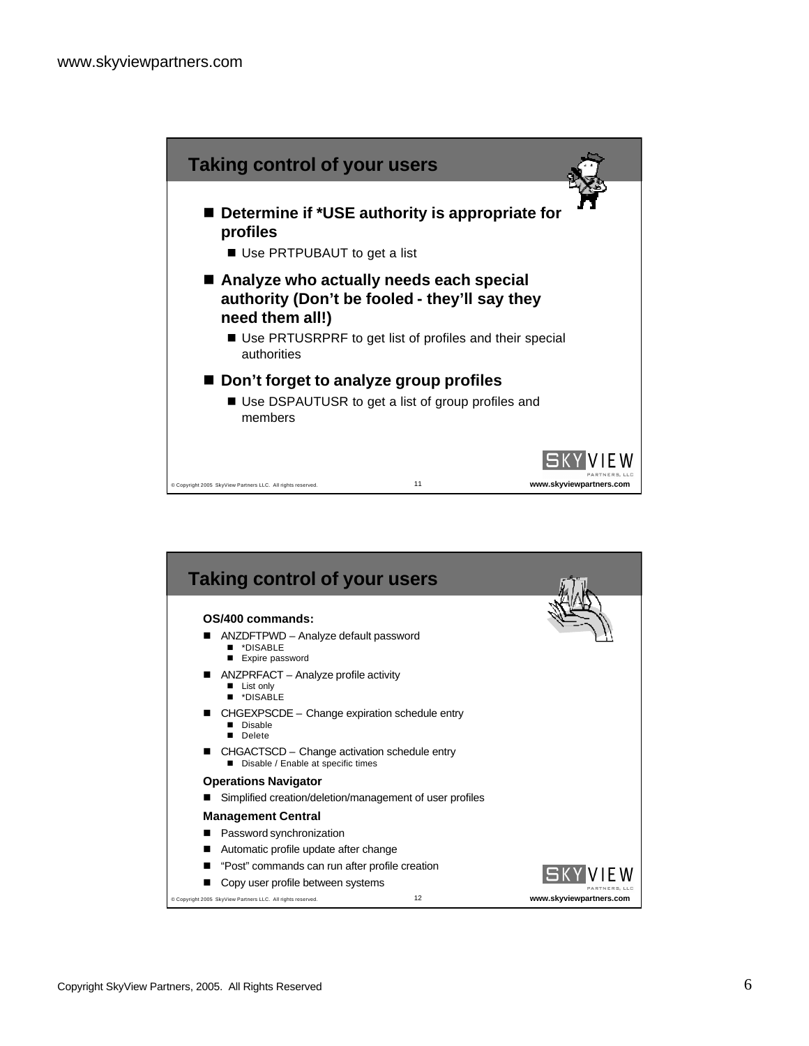## Taking control of your users

- **Determine if *USE authority is appropriate for profiles**
  - Use PRTPUBAUT to get a list
- **Analyze who actually needs each special authority (Don't be fooled - they'll say they need them all!)**
  - Use PRTUSRPRF to get list of profiles and their special authorities
- **Don't forget to analyze group profiles**
  - Use DSPAUTUSR to get a list of group profiles and members

## Taking control of your users

**OS/400 commands:**

- ANZDFTPWD – Analyze default password
  - *DISABLE
  - Expire password
- ANZPRFACT – Analyze profile activity
  - List only
  - *DISABLE
- CHGEXPSCDE – Change expiration schedule entry
  - Disable
  - Delete
- CHGACTSCD – Change activation schedule entry
  - Disable / Enable at specific times

**Operations Navigator**

- Simplified creation/deletion/management of user profiles

**Management Central**

- Password synchronization
- Automatic profile update after change
- "Post" commands can run after profile creation
- Copy user profile between systems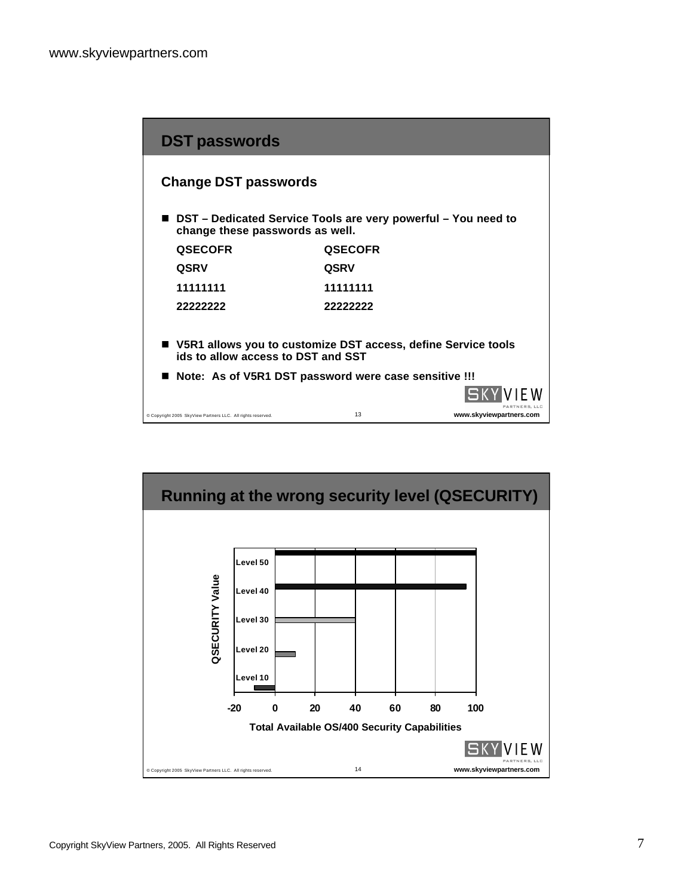## DST passwords

### Change DST passwords

- DST – Dedicated Service Tools are very powerful – You need to change these passwords as well.

| | |
|---|---|
| QSECOFR | QSECOFR |
| QSRV | QSRV |
| 11111111 | 11111111 |
| 22222222 | 22222222 |

- V5R1 allows you to customize DST access, define Service tools ids to allow access to DST and SST
- Note: As of V5R1 DST password were case sensitive !!!

© Copyright 2005 SkyView Partners LLC. All rights reserved. 13 www.skyviewpartners.com

## Running at the wrong security level (QSECURITY)

QSECURITY Value

Level 50

Level 40

Level 30

Level 20

Level 10

-20 0 20 40 60 80 100

Total Available OS/400 Security Capabilities

© Copyright 2005 SkyView Partners LLC. All rights reserved. 14 www.skyviewpartners.com

Copyright SkyView Partners, 2005. All Rights Reserved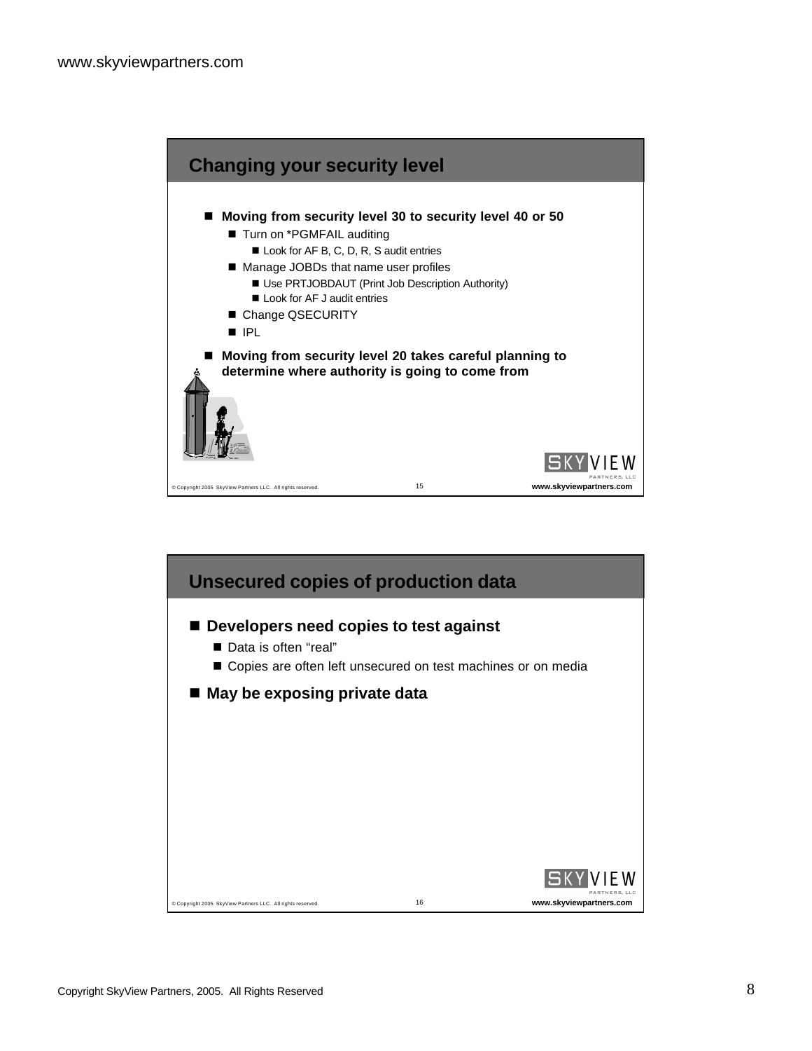## Changing your security level

- **Moving from security level 30 to security level 40 or 50**
  - Turn on *PGMFAIL auditing
    - Look for AF B, C, D, R, S audit entries
  - Manage JOBDs that name user profiles
    - Use PRTJOBDAUT (Print Job Description Authority)
    - Look for AF J audit entries
  - Change QSECURITY
  - IPL
- **Moving from security level 20 takes careful planning to determine where authority is going to come from**

## Unsecured copies of production data

- **Developers need copies to test against**
  - Data is often “real”
  - Copies are often left unsecured on test machines or on media
- **May be exposing private data**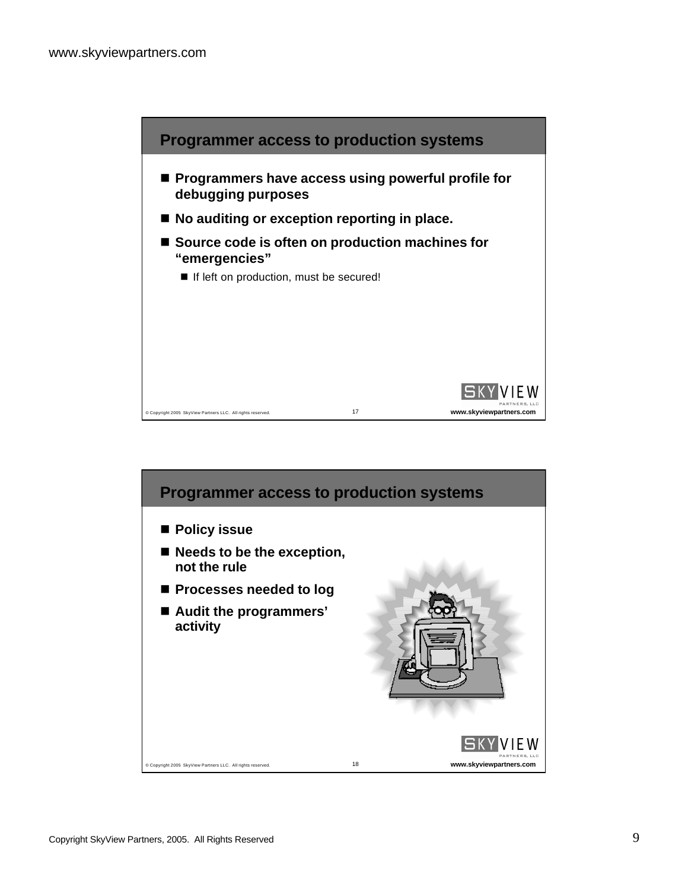## Programmer access to production systems

- **Programmers have access using powerful profile for debugging purposes**
- **No auditing or exception reporting in place.**
- **Source code is often on production machines for "emergencies"**
  - If left on production, must be secured!

## Programmer access to production systems

- **Policy issue**
- **Needs to be the exception, not the rule**
- **Processes needed to log**
- **Audit the programmers' activity**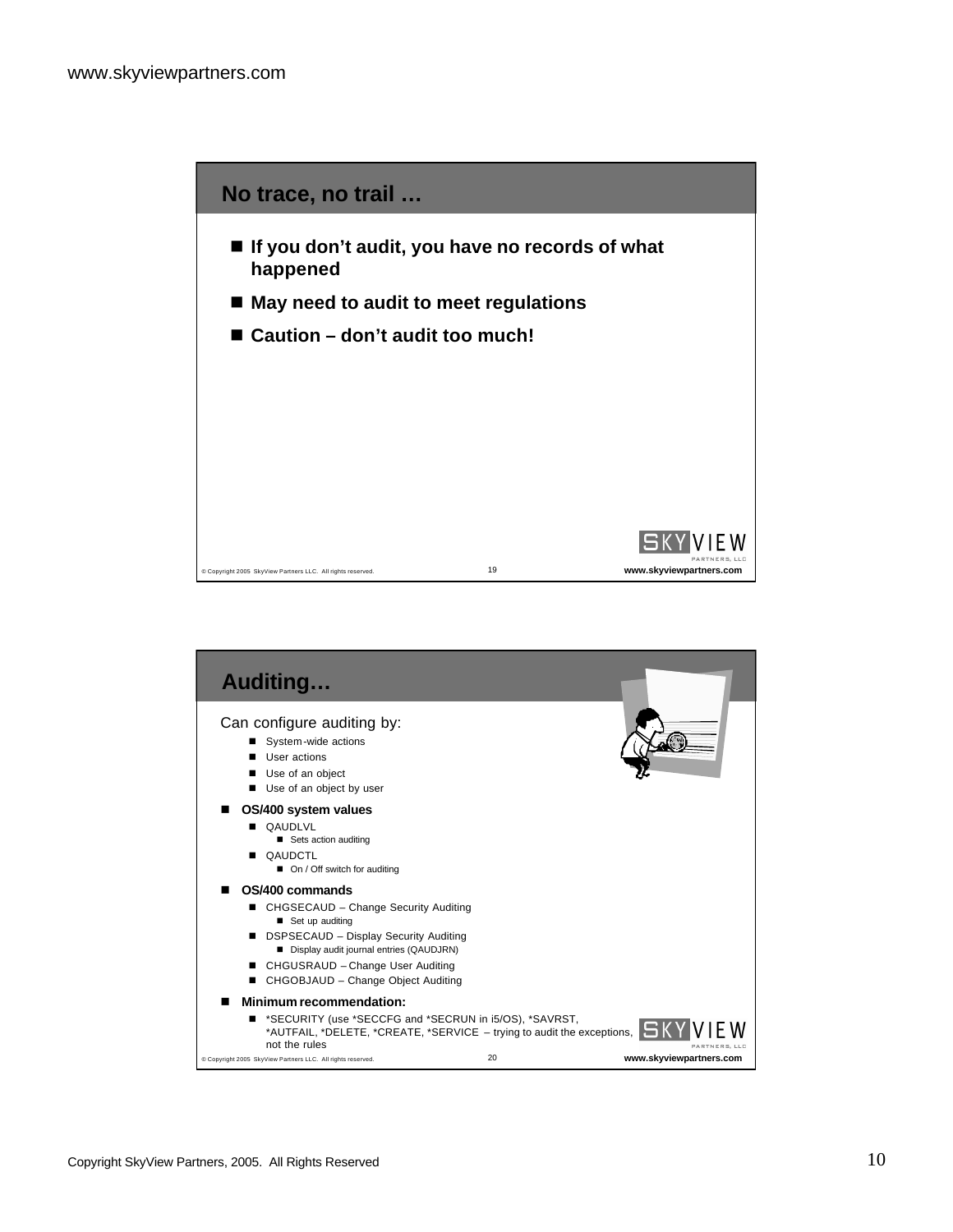## No trace, no trail …

- **If you don't audit, you have no records of what happened**
- **May need to audit to meet regulations**
- **Caution – don't audit too much!**

## Auditing…

Can configure auditing by:

- System-wide actions
- User actions
- Use of an object
- Use of an object by user

- **OS/400 system values**
  - QAUDLVL
    - Sets action auditing
  - QAUDCTL
    - On / Off switch for auditing
- **OS/400 commands**
  - CHGSECAUD – Change Security Auditing
    - Set up auditing
  - DSPSECAUD – Display Security Auditing
    - Display audit journal entries (QAUDJRN)
  - CHGUSRAUD – Change User Auditing
  - CHGOBJAUD – Change Object Auditing
- **Minimum recommendation:**
  - *SECURITY (use *SECCFG and *SECRUN in i5/OS), *SAVRST, *AUTFAIL, *DELETE, *CREATE, *SERVICE – trying to audit the exceptions, not the rules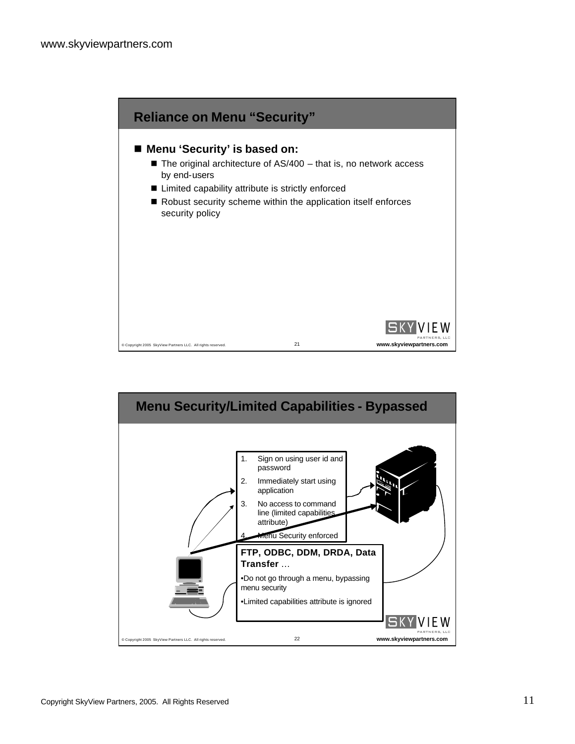## Reliance on Menu "Security"

- **Menu 'Security' is based on:**
  - The original architecture of AS/400 – that is, no network access by end-users
  - Limited capability attribute is strictly enforced
  - Robust security scheme within the application itself enforces security policy

## Menu Security/Limited Capabilities - Bypassed

1. Sign on using user id and password
2. Immediately start using application
3. No access to command line (limited capabilities attribute)
4. Menu Security enforced

**FTP, ODBC, DDM, DRDA, Data Transfer** …

- Do not go through a menu, bypassing menu security
- Limited capabilities attribute is ignored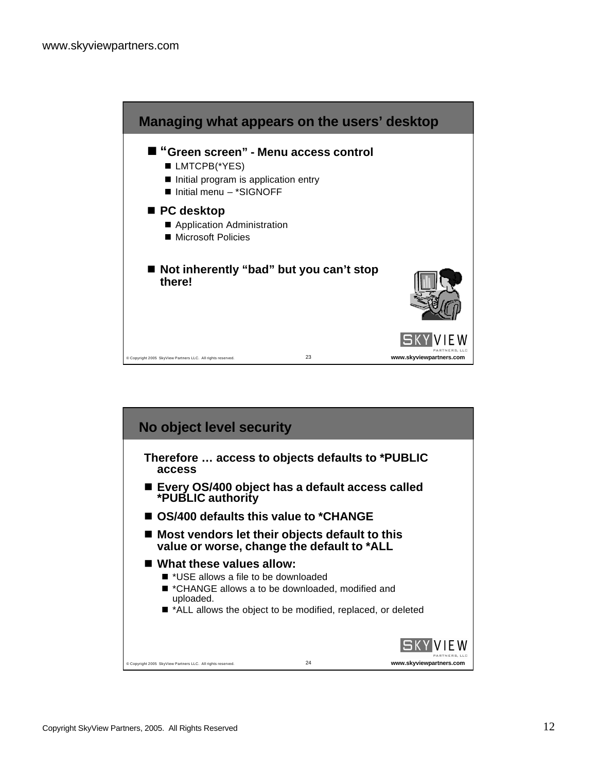## Managing what appears on the users' desktop

- **"Green screen" - Menu access control**
  - LMTCPB(*YES)
  - Initial program is application entry
  - Initial menu – *SIGNOFF
- **PC desktop**
  - Application Administration
  - Microsoft Policies
- **Not inherently "bad" but you can't stop there!**

## No object level security

**Therefore … access to objects defaults to *PUBLIC access**

- **Every OS/400 object has a default access called *PUBLIC authority**
- **OS/400 defaults this value to *CHANGE**
- **Most vendors let their objects default to this value or worse, change the default to *ALL**
- **What these values allow:**
  - *USE allows a file to be downloaded
  - *CHANGE allows a to be downloaded, modified and uploaded.
  - *ALL allows the object to be modified, replaced, or deleted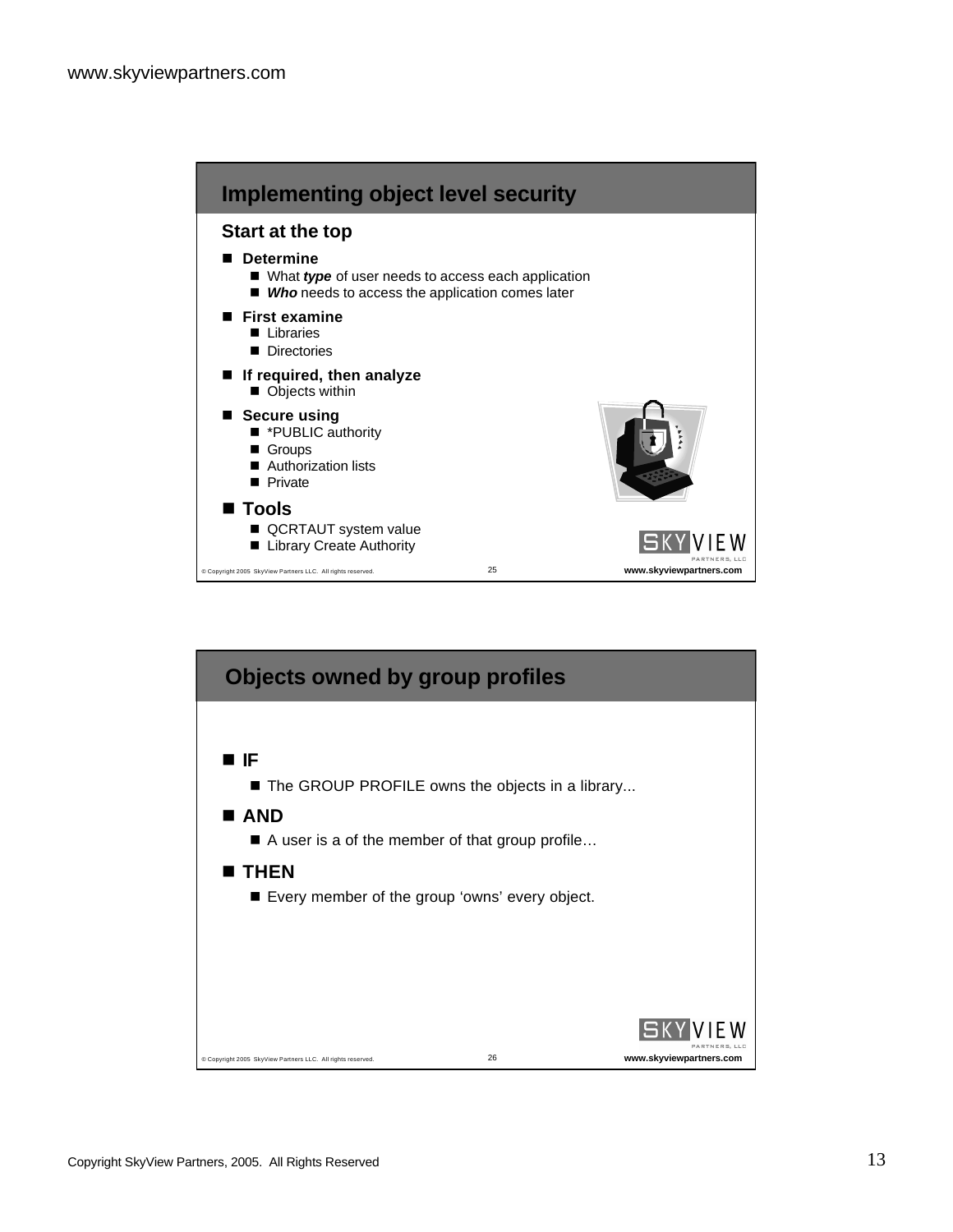## Implementing object level security

### Start at the top

- **Determine**
  - What ***type*** of user needs to access each application
  - ***Who*** needs to access the application comes later
- **First examine**
  - Libraries
  - Directories
- **If required, then analyze**
  - Objects within
- **Secure using**
  - *PUBLIC authority
  - Groups
  - Authorization lists
  - Private
- **Tools**
  - QCRTAUT system value
  - Library Create Authority

## Objects owned by group profiles

- **IF**
  - The GROUP PROFILE owns the objects in a library...
- **AND**
  - A user is a of the member of that group profile…
- **THEN**
  - Every member of the group 'owns' every object.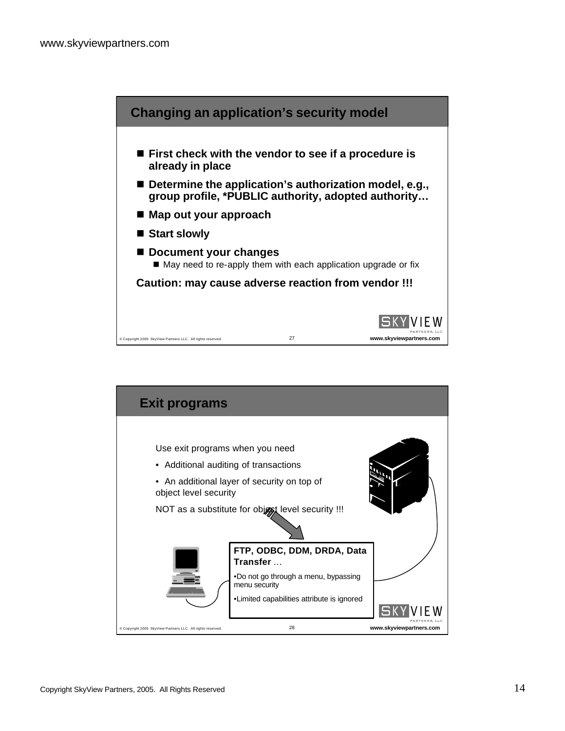## Changing an application's security model

- **First check with the vendor to see if a procedure is already in place**
- **Determine the application's authorization model, e.g., group profile, *PUBLIC authority, adopted authority…**
- **Map out your approach**
- **Start slowly**
- **Document your changes**
  - May need to re-apply them with each application upgrade or fix

**Caution: may cause adverse reaction from vendor !!!**

## Exit programs

Use exit programs when you need

- Additional auditing of transactions
- An additional layer of security on top of object level security

NOT as a substitute for object level security !!!

**FTP, ODBC, DDM, DRDA, Data Transfer** …

- Do not go through a menu, bypassing menu security
- Limited capabilities attribute is ignored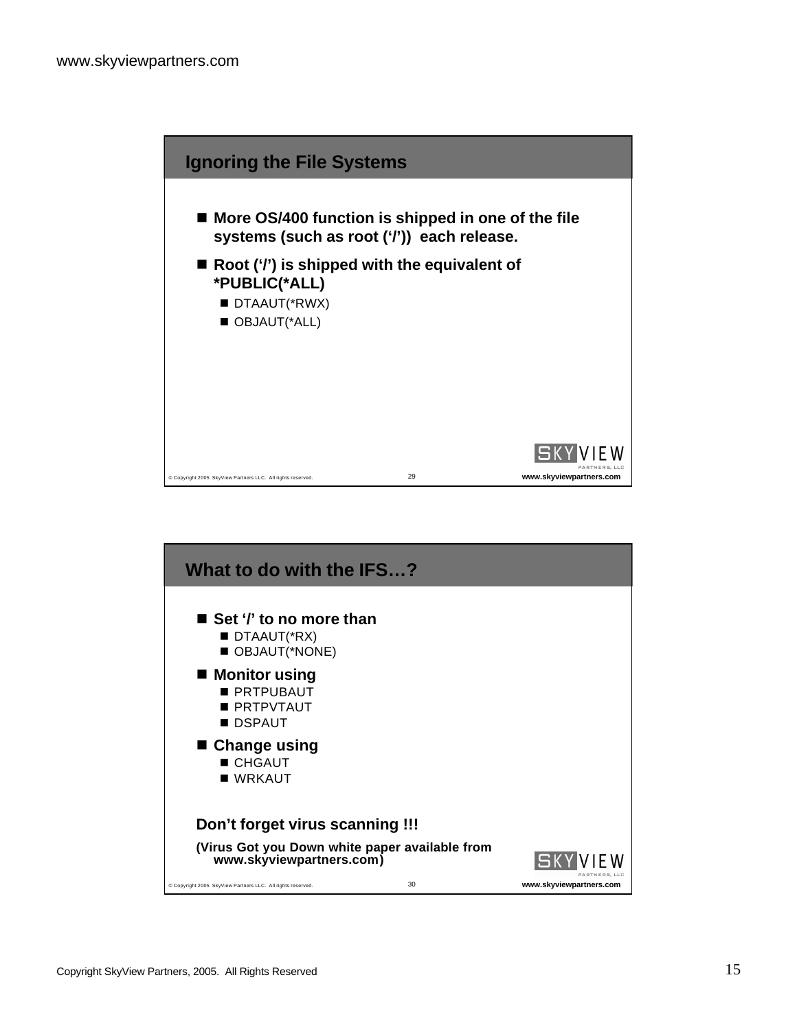## Ignoring the File Systems

- **More OS/400 function is shipped in one of the file systems (such as root (‘/’)) each release.**
- **Root (‘/’) is shipped with the equivalent of *PUBLIC(*ALL)**
  - DTAAUT(*RWX)
  - OBJAUT(*ALL)

## What to do with the IFS…?

- **Set ‘/’ to no more than**
  - DTAAUT(*RX)
  - OBJAUT(*NONE)
- **Monitor using**
  - PRTPUBAUT
  - PRTPVTAUT
  - DSPAUT
- **Change using**
  - CHGAUT
  - WRKAUT

**Don’t forget virus scanning !!!**

**(Virus Got you Down white paper available from www.skyviewpartners.com)**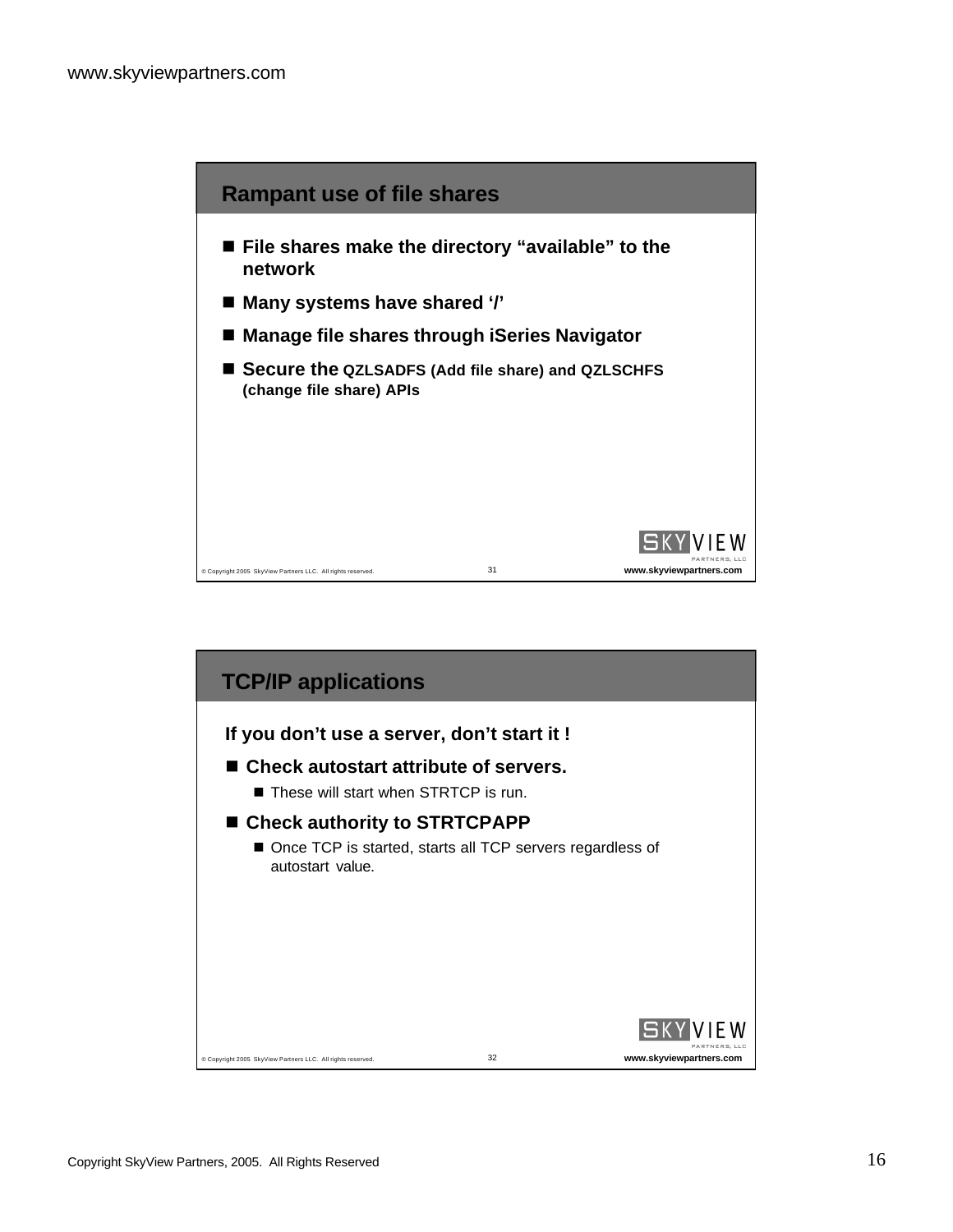## Rampant use of file shares

- File shares make the directory "available" to the network
- Many systems have shared '/'
- Manage file shares through iSeries Navigator
- Secure the QZLSADFS (Add file share) and QZLSCHFS (change file share) APIs

## TCP/IP applications

**If you don't use a server, don't start it !**

- **Check autostart attribute of servers.**
  - These will start when STRTCP is run.
- **Check authority to STRTCPAPP**
  - Once TCP is started, starts all TCP servers regardless of autostart value.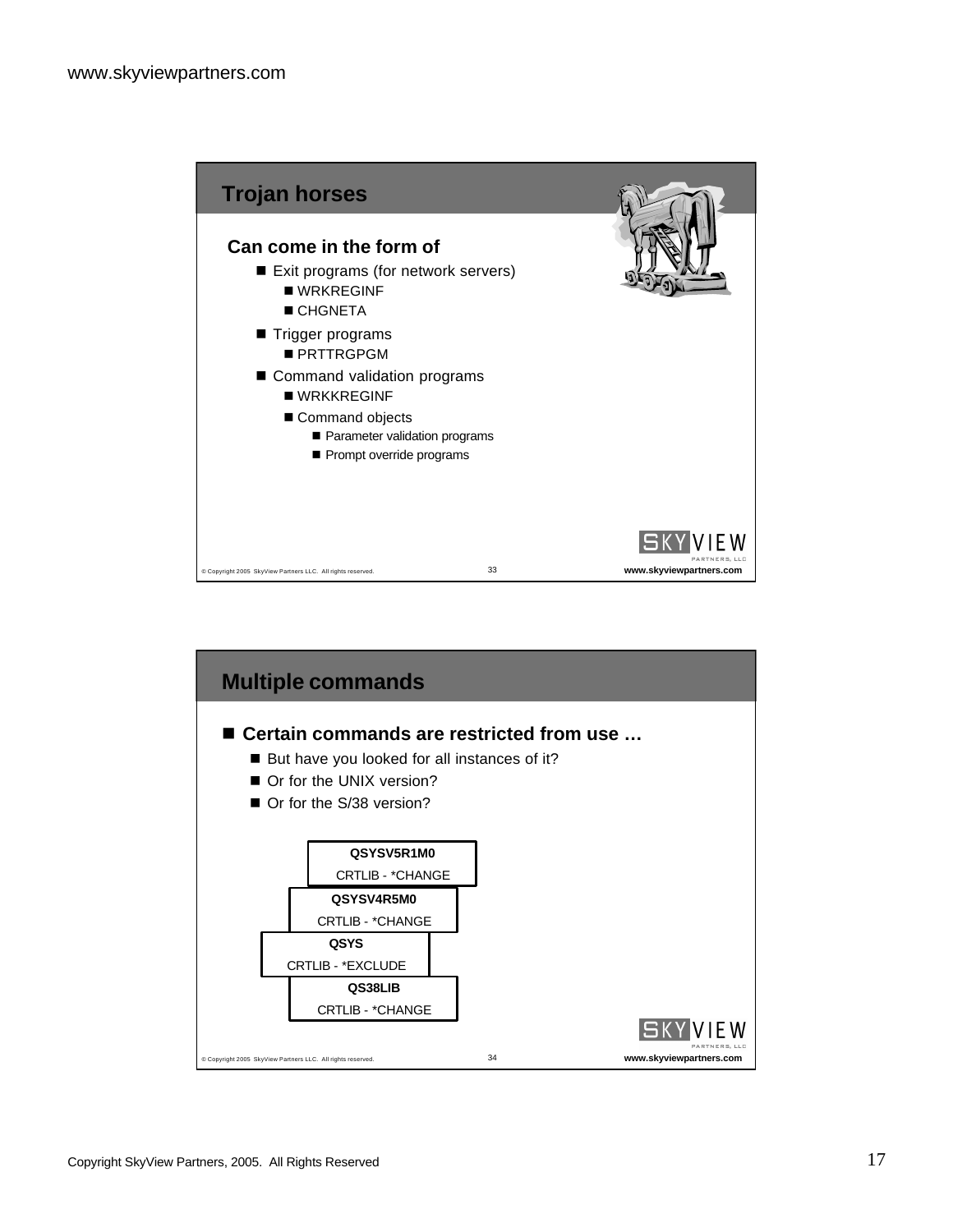## Trojan horses

**Can come in the form of**

- Exit programs (for network servers)
  - WRKREGINF
  - CHGNETA
- Trigger programs
  - PRTTRGPGM
- Command validation programs
  - WRKKREGINF
  - Command objects
    - Parameter validation programs
    - Prompt override programs

## Multiple commands

- **Certain commands are restricted from use …**
  - But have you looked for all instances of it?
  - Or for the UNIX version?
  - Or for the S/38 version?

| Library | Authority |
| --- | --- |
| QSYSV5R1M0 | CRTLIB - *CHANGE |
| QSYSV4R5M0 | CRTLIB - *CHANGE |
| QSYS | CRTLIB - *EXCLUDE |
| QS38LIB | CRTLIB - *CHANGE |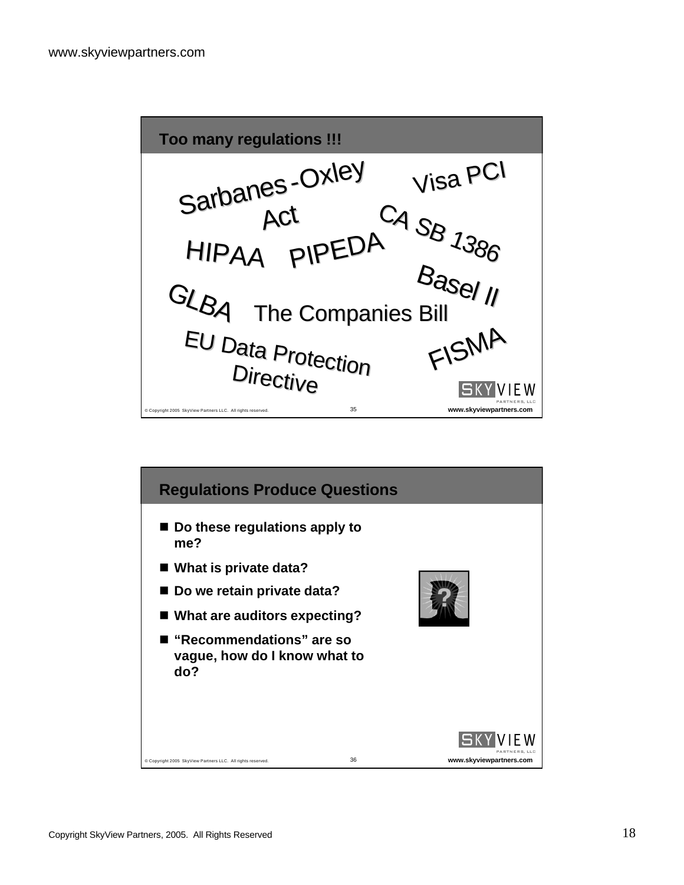## Too many regulations !!!

Sarbanes-Oxley Act

Visa PCI

CA SB 1386

HIPAA

PIPEDA

Basel II

GLBA

The Companies Bill

EU Data Protection Directive

FISMA

## Regulations Produce Questions

- **Do these regulations apply to me?**
- **What is private data?**
- **Do we retain private data?**
- **What are auditors expecting?**
- **"Recommendations" are so vague, how do I know what to do?**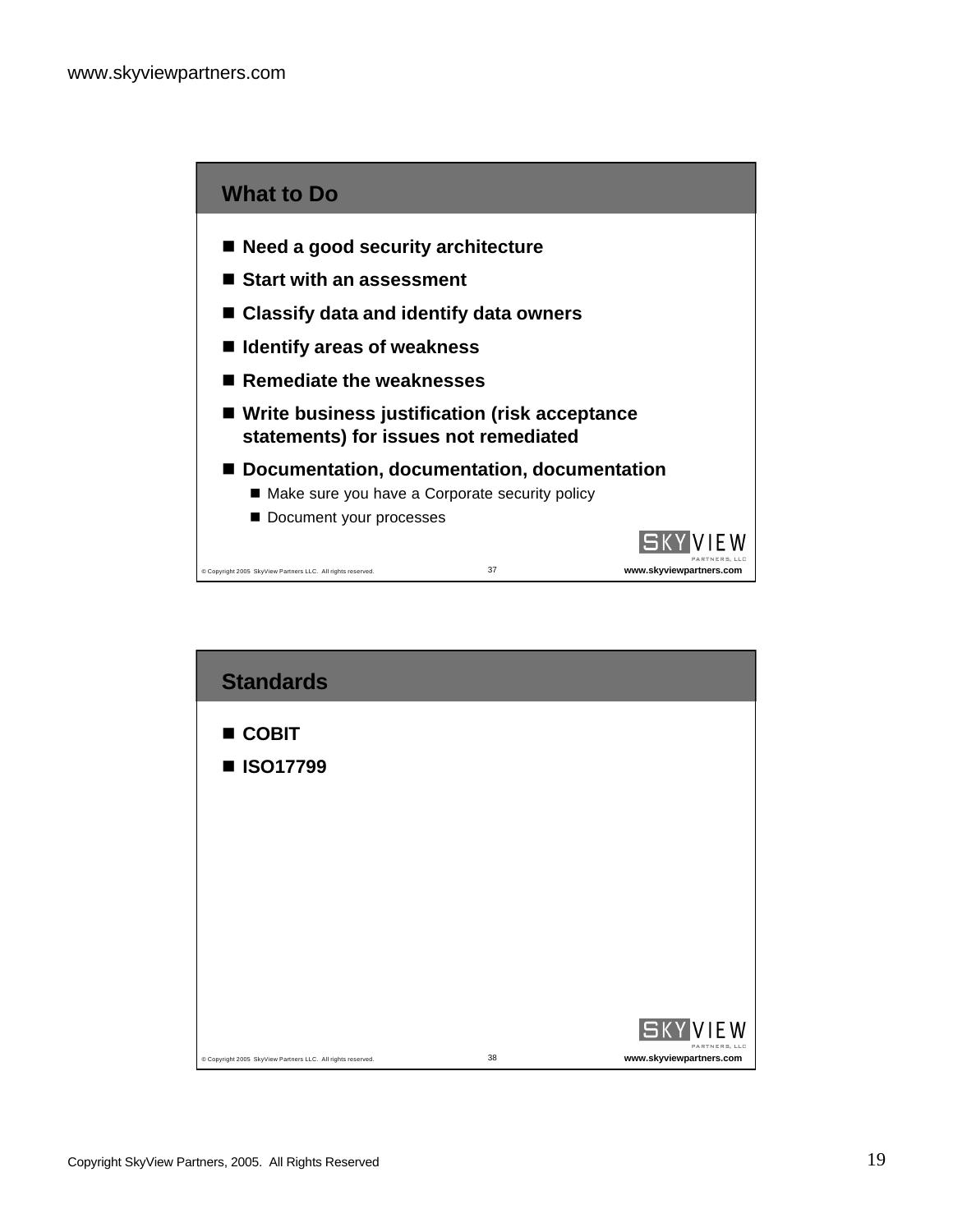## What to Do

- **Need a good security architecture**
- **Start with an assessment**
- **Classify data and identify data owners**
- **Identify areas of weakness**
- **Remediate the weaknesses**
- **Write business justification (risk acceptance statements) for issues not remediated**
- **Documentation, documentation, documentation**
  - Make sure you have a Corporate security policy
  - Document your processes

## Standards

- **COBIT**
- **ISO17799**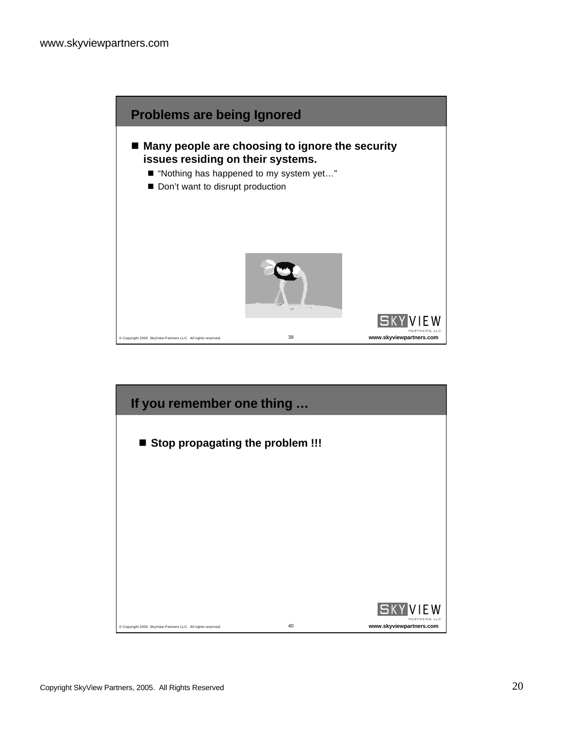## Problems are being Ignored

- **Many people are choosing to ignore the security issues residing on their systems.**
  - "Nothing has happened to my system yet…"
  - Don't want to disrupt production

## If you remember one thing …

- **Stop propagating the problem !!!**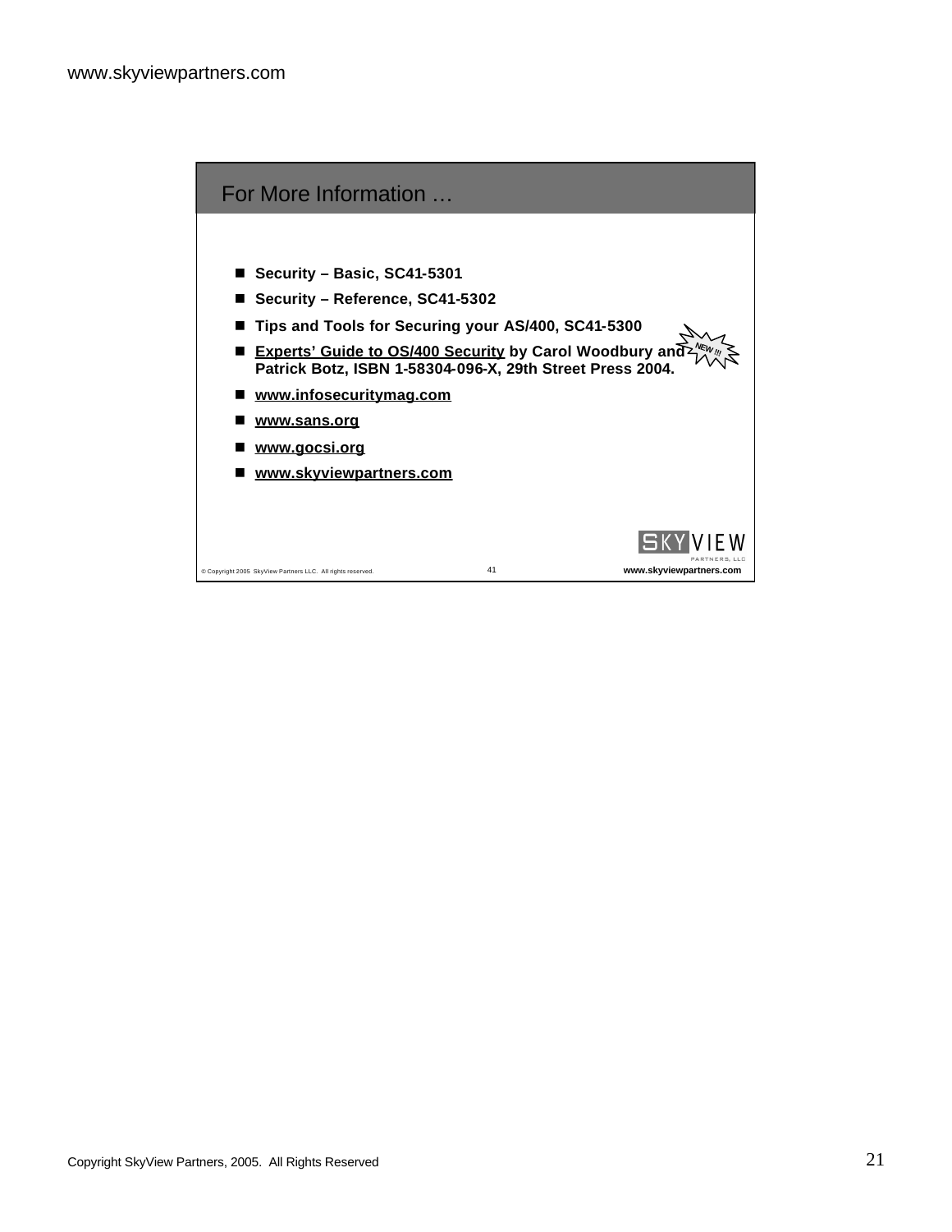## For More Information …

- **Security – Basic, SC41-5301**
- **Security – Reference, SC41-5302**
- **Tips and Tools for Securing your AS/400, SC41-5300**
- **Experts' Guide to OS/400 Security by Carol Woodbury and Patrick Botz, ISBN 1-58304-096-X, 29th Street Press 2004.** NEW !!!
- **www.infosecuritymag.com**
- **www.sans.org**
- **www.gocsi.org**
- **www.skyviewpartners.com**